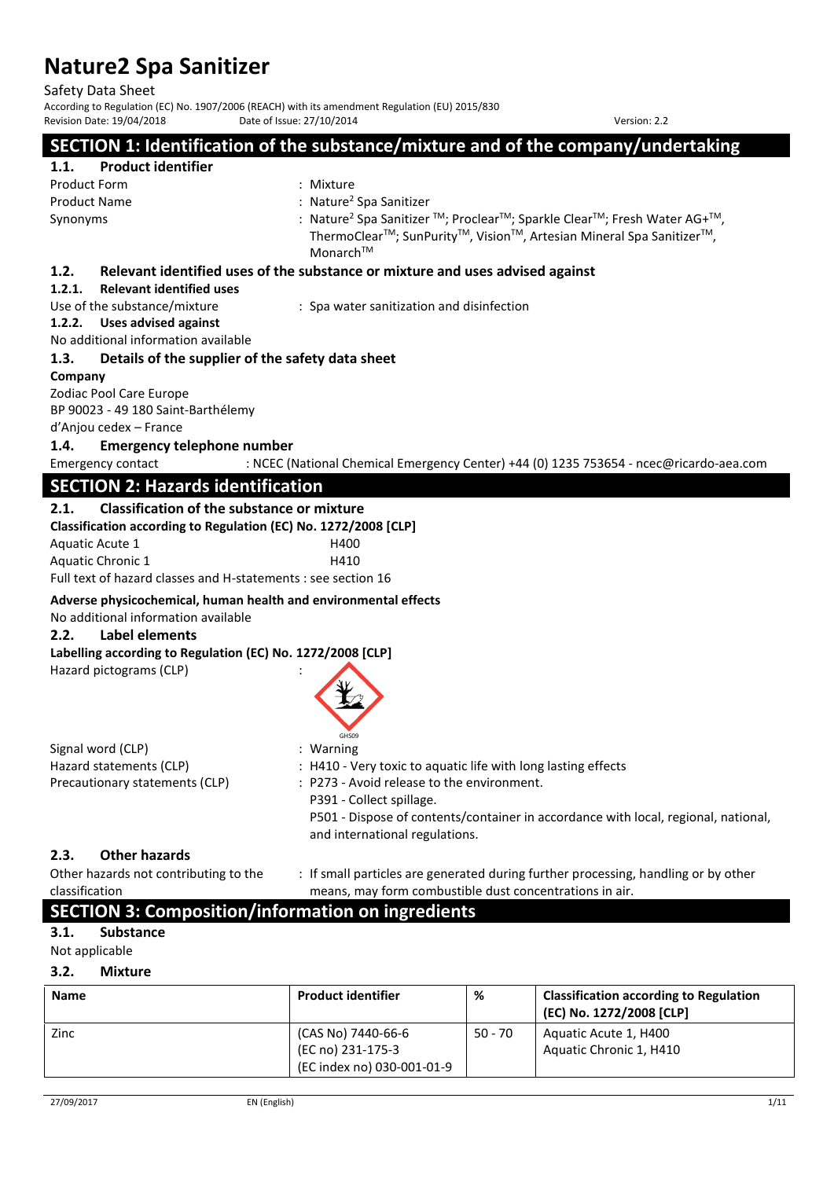# Nature2 Spa Sanitizer

Safety Data Sheet

According to Regulation (EC) No. 1907/2006 (REACH) with its amendment Regulation (EU) 2015/830

Revision Date: 19/04/2018    Date of Issue: 27/10/2014    Version: 2.2

## SECTION 1: Identification of the substance/mixture and of the company/undertaking

### 1.1. Product identifier

Product Form : Mixture

Product Name : Nature[2] Spa Sanitizer

Synonyms : Nature[2] Spa Sanitizer ™; Proclear™; Sparkle Clear™; Fresh Water AG+™, ThermoClear™; SunPurity™, Vision™, Artesian Mineral Spa Sanitizer™, Monarch™

### 1.2. Relevant identified uses of the substance or mixture and uses advised against

#### 1.2.1. Relevant identified uses

Use of the substance/mixture : Spa water sanitization and disinfection

#### 1.2.2. Uses advised against

No additional information available

### 1.3. Details of the supplier of the safety data sheet

**Company**

Zodiac Pool Care Europe
BP 90023 - 49 180 Saint-Barthélemy
d'Anjou cedex – France

### 1.4. Emergency telephone number

Emergency contact : NCEC (National Chemical Emergency Center) +44 (0) 1235 753654 - ncec@ricardo-aea.com

## SECTION 2: Hazards identification

### 2.1. Classification of the substance or mixture

**Classification according to Regulation (EC) No. 1272/2008 [CLP]**

Aquatic Acute 1    H400
Aquatic Chronic 1    H410

Full text of hazard classes and H-statements : see section 16

**Adverse physicochemical, human health and environmental effects**

No additional information available

### 2.2. Label elements

**Labelling according to Regulation (EC) No. 1272/2008 [CLP]**

Hazard pictograms (CLP) :

GHS09

Signal word (CLP) : Warning

Hazard statements (CLP) : H410 - Very toxic to aquatic life with long lasting effects

Precautionary statements (CLP) : P273 - Avoid release to the environment.
P391 - Collect spillage.
P501 - Dispose of contents/container in accordance with local, regional, national, and international regulations.

### 2.3. Other hazards

Other hazards not contributing to the classification : If small particles are generated during further processing, handling or by other means, may form combustible dust concentrations in air.

## SECTION 3: Composition/information on ingredients

### 3.1. Substance

Not applicable

### 3.2. Mixture

| Name | Product identifier | % | Classification according to Regulation (EC) No. 1272/2008 [CLP] |
|---|---|---|---|
| Zinc | (CAS No) 7440-66-6<br>(EC no) 231-175-3<br>(EC index no) 030-001-01-9 | 50 - 70 | Aquatic Acute 1, H400<br>Aquatic Chronic 1, H410 |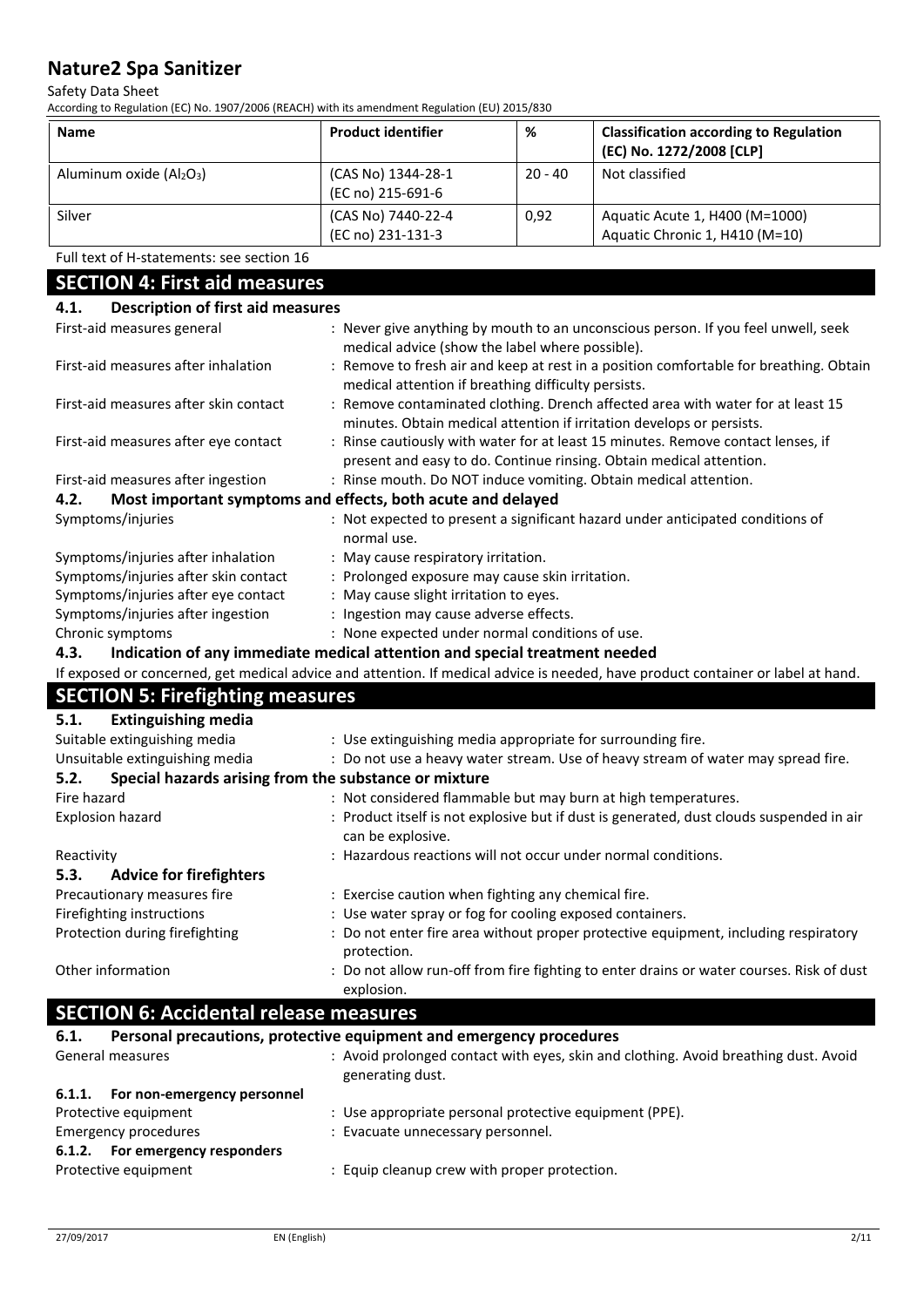| Name | Product identifier | % | Classification according to Regulation (EC) No. 1272/2008 [CLP] |
|---|---|---|---|
| Aluminum oxide ($Al_2O_3$) | (CAS No) 1344-28-1<br>(EC no) 215-691-6 | 20 - 40 | Not classified |
| Silver | (CAS No) 7440-22-4<br>(EC no) 231-131-3 | 0,92 | Aquatic Acute 1, H400 (M=1000)<br>Aquatic Chronic 1, H410 (M=10) |

Full text of H-statements: see section 16

## SECTION 4: First aid measures

### 4.1. Description of first aid measures

First-aid measures general : Never give anything by mouth to an unconscious person. If you feel unwell, seek medical advice (show the label where possible).

First-aid measures after inhalation : Remove to fresh air and keep at rest in a position comfortable for breathing. Obtain medical attention if breathing difficulty persists.

First-aid measures after skin contact : Remove contaminated clothing. Drench affected area with water for at least 15 minutes. Obtain medical attention if irritation develops or persists.

First-aid measures after eye contact : Rinse cautiously with water for at least 15 minutes. Remove contact lenses, if present and easy to do. Continue rinsing. Obtain medical attention.

First-aid measures after ingestion : Rinse mouth. Do NOT induce vomiting. Obtain medical attention.

### 4.2. Most important symptoms and effects, both acute and delayed

Symptoms/injuries : Not expected to present a significant hazard under anticipated conditions of normal use.

Symptoms/injuries after inhalation : May cause respiratory irritation.

Symptoms/injuries after skin contact : Prolonged exposure may cause skin irritation.

Symptoms/injuries after eye contact : May cause slight irritation to eyes.

Symptoms/injuries after ingestion : Ingestion may cause adverse effects.

Chronic symptoms : None expected under normal conditions of use.

### 4.3. Indication of any immediate medical attention and special treatment needed

If exposed or concerned, get medical advice and attention. If medical advice is needed, have product container or label at hand.

## SECTION 5: Firefighting measures

### 5.1. Extinguishing media

Suitable extinguishing media : Use extinguishing media appropriate for surrounding fire.

Unsuitable extinguishing media : Do not use a heavy water stream. Use of heavy stream of water may spread fire.

### 5.2. Special hazards arising from the substance or mixture

Fire hazard : Not considered flammable but may burn at high temperatures.

Explosion hazard : Product itself is not explosive but if dust is generated, dust clouds suspended in air can be explosive.

Reactivity : Hazardous reactions will not occur under normal conditions.

### 5.3. Advice for firefighters

Precautionary measures fire : Exercise caution when fighting any chemical fire.

Firefighting instructions : Use water spray or fog for cooling exposed containers.

Protection during firefighting : Do not enter fire area without proper protective equipment, including respiratory protection.

Other information : Do not allow run-off from fire fighting to enter drains or water courses. Risk of dust explosion.

## SECTION 6: Accidental release measures

### 6.1. Personal precautions, protective equipment and emergency procedures

General measures : Avoid prolonged contact with eyes, skin and clothing. Avoid breathing dust. Avoid generating dust.

#### 6.1.1. For non-emergency personnel

Protective equipment : Use appropriate personal protective equipment (PPE).

Emergency procedures : Evacuate unnecessary personnel.

#### 6.1.2. For emergency responders

Protective equipment : Equip cleanup crew with proper protection.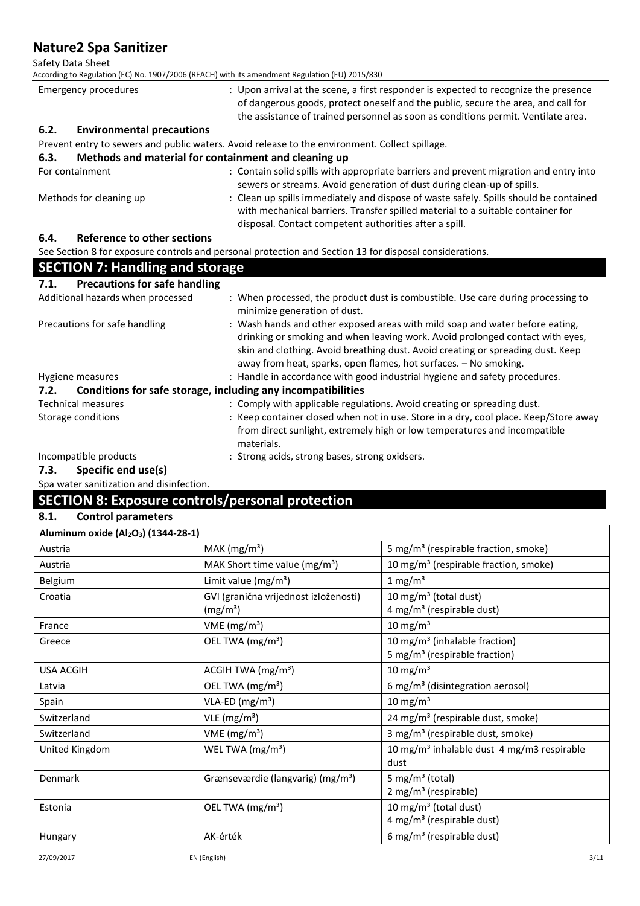| | |
|---|---|
| Emergency procedures | : Upon arrival at the scene, a first responder is expected to recognize the presence of dangerous goods, protect oneself and the public, secure the area, and call for the assistance of trained personnel as soon as conditions permit. Ventilate area. |

### 6.2. Environmental precautions

Prevent entry to sewers and public waters. Avoid release to the environment. Collect spillage.

### 6.3. Methods and material for containment and cleaning up

| | |
|---|---|
| For containment | : Contain solid spills with appropriate barriers and prevent migration and entry into sewers or streams. Avoid generation of dust during clean-up of spills. |
| Methods for cleaning up | : Clean up spills immediately and dispose of waste safely. Spills should be contained with mechanical barriers. Transfer spilled material to a suitable container for disposal. Contact competent authorities after a spill. |

### 6.4. Reference to other sections

See Section 8 for exposure controls and personal protection and Section 13 for disposal considerations.

## SECTION 7: Handling and storage

### 7.1. Precautions for safe handling

| | |
|---|---|
| Additional hazards when processed | : When processed, the product dust is combustible. Use care during processing to minimize generation of dust. |
| Precautions for safe handling | : Wash hands and other exposed areas with mild soap and water before eating, drinking or smoking and when leaving work. Avoid prolonged contact with eyes, skin and clothing. Avoid breathing dust. Avoid creating or spreading dust. Keep away from heat, sparks, open flames, hot surfaces. – No smoking. |
| Hygiene measures | : Handle in accordance with good industrial hygiene and safety procedures. |

### 7.2. Conditions for safe storage, including any incompatibilities

| | |
|---|---|
| Technical measures | : Comply with applicable regulations. Avoid creating or spreading dust. |
| Storage conditions | : Keep container closed when not in use. Store in a dry, cool place. Keep/Store away from direct sunlight, extremely high or low temperatures and incompatible materials. |
| Incompatible products | : Strong acids, strong bases, strong oxidsers. |

### 7.3. Specific end use(s)

Spa water sanitization and disinfection.

## SECTION 8: Exposure controls/personal protection

### 8.1. Control parameters

| Aluminum oxide ($Al_2O_3$) (1344-28-1) | | |
|---|---|---|
| Austria | MAK ($mg/m^3$) | 5 $mg/m^3$ (respirable fraction, smoke) |
| Austria | MAK Short time value ($mg/m^3$) | 10 $mg/m^3$ (respirable fraction, smoke) |
| Belgium | Limit value ($mg/m^3$) | 1 $mg/m^3$ |
| Croatia | GVI (granična vrijednost izloženosti) ($mg/m^3$) | 10 $mg/m^3$ (total dust)<br>4 $mg/m^3$ (respirable dust) |
| France | VME ($mg/m^3$) | 10 $mg/m^3$ |
| Greece | OEL TWA ($mg/m^3$) | 10 $mg/m^3$ (inhalable fraction)<br>5 $mg/m^3$ (respirable fraction) |
| USA ACGIH | ACGIH TWA ($mg/m^3$) | 10 $mg/m^3$ |
| Latvia | OEL TWA ($mg/m^3$) | 6 $mg/m^3$ (disintegration aerosol) |
| Spain | VLA-ED ($mg/m^3$) | 10 $mg/m^3$ |
| Switzerland | VLE ($mg/m^3$) | 24 $mg/m^3$ (respirable dust, smoke) |
| Switzerland | VME ($mg/m^3$) | 3 $mg/m^3$ (respirable dust, smoke) |
| United Kingdom | WEL TWA ($mg/m^3$) | 10 $mg/m^3$ inhalable dust 4 mg/m3 respirable dust |
| Denmark | Grænseværdie (langvarig) ($mg/m^3$) | 5 $mg/m^3$ (total)<br>2 $mg/m^3$ (respirable) |
| Estonia | OEL TWA ($mg/m^3$) | 10 $mg/m^3$ (total dust)<br>4 $mg/m^3$ (respirable dust) |
| Hungary | AK-érték | 6 $mg/m^3$ (respirable dust) |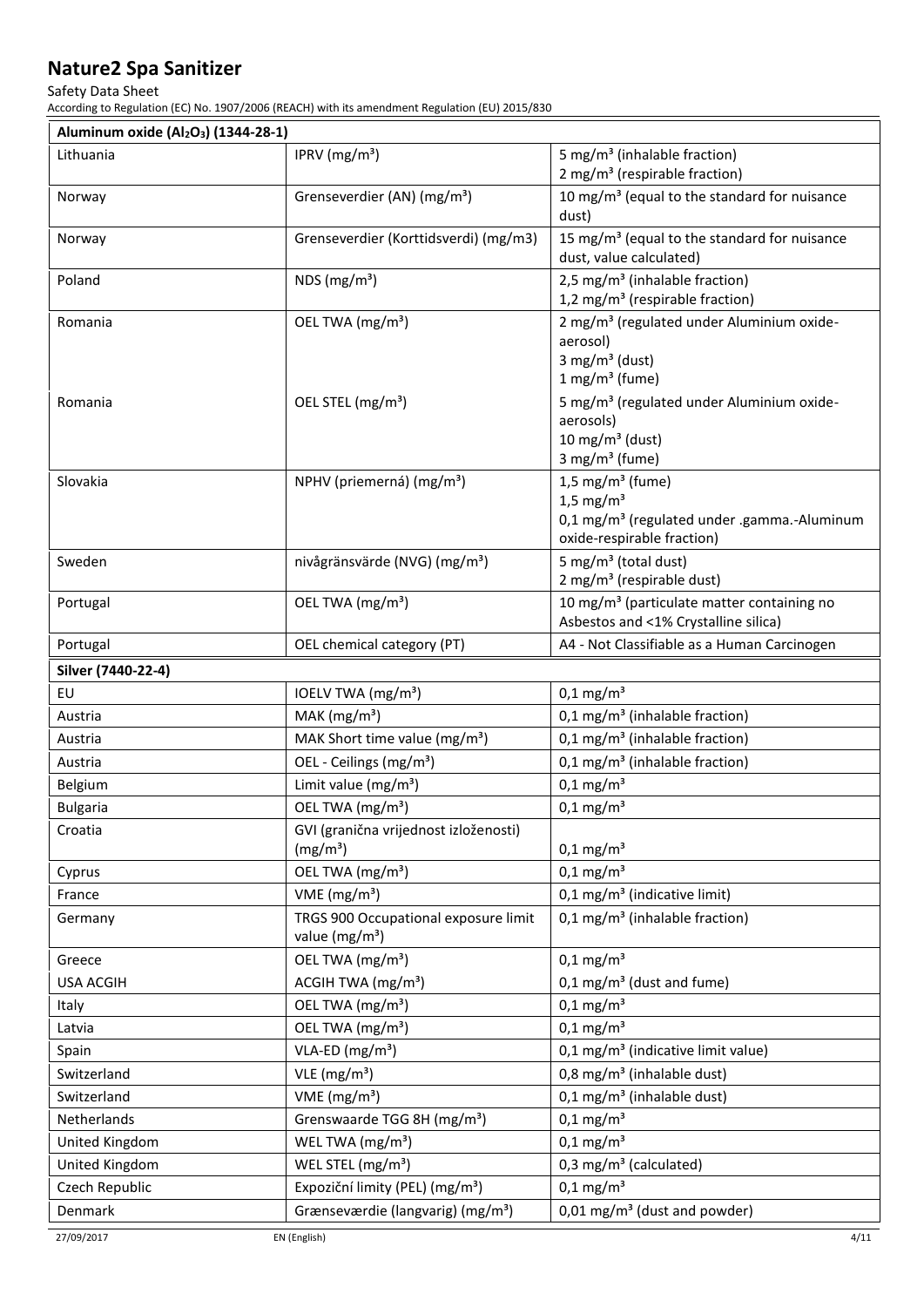# Nature2 Spa Sanitizer

Safety Data Sheet

According to Regulation (EC) No. 1907/2006 (REACH) with its amendment Regulation (EU) 2015/830

| Aluminum oxide ($Al_2O_3$) (1344-28-1) | | |
|---|---|---|
| Lithuania | IPRV (mg/m³) | 5 mg/m³ (inhalable fraction)<br>2 mg/m³ (respirable fraction) |
| Norway | Grenseverdier (AN) (mg/m³) | 10 mg/m³ (equal to the standard for nuisance dust) |
| Norway | Grenseverdier (Korttidsverdi) (mg/m3) | 15 mg/m³ (equal to the standard for nuisance dust, value calculated) |
| Poland | NDS (mg/m³) | 2,5 mg/m³ (inhalable fraction)<br>1,2 mg/m³ (respirable fraction) |
| Romania | OEL TWA (mg/m³) | 2 mg/m³ (regulated under Aluminium oxide-aerosol)<br>3 mg/m³ (dust)<br>1 mg/m³ (fume) |
| Romania | OEL STEL (mg/m³) | 5 mg/m³ (regulated under Aluminium oxide-aerosols)<br>10 mg/m³ (dust)<br>3 mg/m³ (fume) |
| Slovakia | NPHV (priemerná) (mg/m³) | 1,5 mg/m³ (fume)<br>1,5 mg/m³<br>0,1 mg/m³ (regulated under .gamma.-Aluminum oxide-respirable fraction) |
| Sweden | nivågränsvärde (NVG) (mg/m³) | 5 mg/m³ (total dust)<br>2 mg/m³ (respirable dust) |
| Portugal | OEL TWA (mg/m³) | 10 mg/m³ (particulate matter containing no Asbestos and <1% Crystalline silica) |
| Portugal | OEL chemical category (PT) | A4 - Not Classifiable as a Human Carcinogen |

| Silver (7440-22-4) | | |
|---|---|---|
| EU | IOELV TWA (mg/m³) | 0,1 mg/m³ |
| Austria | MAK (mg/m³) | 0,1 mg/m³ (inhalable fraction) |
| Austria | MAK Short time value (mg/m³) | 0,1 mg/m³ (inhalable fraction) |
| Austria | OEL - Ceilings (mg/m³) | 0,1 mg/m³ (inhalable fraction) |
| Belgium | Limit value (mg/m³) | 0,1 mg/m³ |
| Bulgaria | OEL TWA (mg/m³) | 0,1 mg/m³ |
| Croatia | GVI (granična vrijednost izloženosti) (mg/m³) | 0,1 mg/m³ |
| Cyprus | OEL TWA (mg/m³) | 0,1 mg/m³ |
| France | VME (mg/m³) | 0,1 mg/m³ (indicative limit) |
| Germany | TRGS 900 Occupational exposure limit value (mg/m³) | 0,1 mg/m³ (inhalable fraction) |
| Greece | OEL TWA (mg/m³) | 0,1 mg/m³ |
| USA ACGIH | ACGIH TWA (mg/m³) | 0,1 mg/m³ (dust and fume) |
| Italy | OEL TWA (mg/m³) | 0,1 mg/m³ |
| Latvia | OEL TWA (mg/m³) | 0,1 mg/m³ |
| Spain | VLA-ED (mg/m³) | 0,1 mg/m³ (indicative limit value) |
| Switzerland | VLE (mg/m³) | 0,8 mg/m³ (inhalable dust) |
| Switzerland | VME (mg/m³) | 0,1 mg/m³ (inhalable dust) |
| Netherlands | Grenswaarde TGG 8H (mg/m³) | 0,1 mg/m³ |
| United Kingdom | WEL TWA (mg/m³) | 0,1 mg/m³ |
| United Kingdom | WEL STEL (mg/m³) | 0,3 mg/m³ (calculated) |
| Czech Republic | Expoziční limity (PEL) (mg/m³) | 0,1 mg/m³ |
| Denmark | Grænseværdie (langvarig) (mg/m³) | 0,01 mg/m³ (dust and powder) |

27/09/2017 EN (English)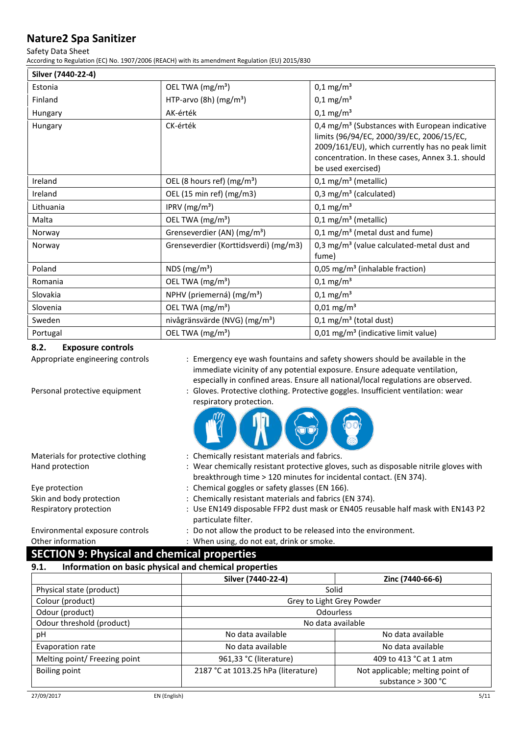| Silver (7440-22-4) | | |
|---|---|---|
| Estonia | OEL TWA ($mg/m^3$) | 0,1 $mg/m^3$ |
| Finland | HTP-arvo (8h) ($mg/m^3$) | 0,1 $mg/m^3$ |
| Hungary | AK-érték | 0,1 $mg/m^3$ |
| Hungary | CK-érték | 0,4 $mg/m^3$ (Substances with European indicative limits (96/94/EC, 2000/39/EC, 2006/15/EC, 2009/161/EU), which currently has no peak limit concentration. In these cases, Annex 3.1. should be used exercised) |
| Ireland | OEL (8 hours ref) ($mg/m^3$) | 0,1 $mg/m^3$ (metallic) |
| Ireland | OEL (15 min ref) (mg/m3) | 0,3 $mg/m^3$ (calculated) |
| Lithuania | IPRV ($mg/m^3$) | 0,1 $mg/m^3$ |
| Malta | OEL TWA ($mg/m^3$) | 0,1 $mg/m^3$ (metallic) |
| Norway | Grenseverdier (AN) ($mg/m^3$) | 0,1 $mg/m^3$ (metal dust and fume) |
| Norway | Grenseverdier (Korttidsverdi) (mg/m3) | 0,3 $mg/m^3$ (value calculated-metal dust and fume) |
| Poland | NDS ($mg/m^3$) | 0,05 $mg/m^3$ (inhalable fraction) |
| Romania | OEL TWA ($mg/m^3$) | 0,1 $mg/m^3$ |
| Slovakia | NPHV (priemerná) ($mg/m^3$) | 0,1 $mg/m^3$ |
| Slovenia | OEL TWA ($mg/m^3$) | 0,01 $mg/m^3$ |
| Sweden | nivågränsvärde (NVG) ($mg/m^3$) | 0,1 $mg/m^3$ (total dust) |
| Portugal | OEL TWA ($mg/m^3$) | 0,01 $mg/m^3$ (indicative limit value) |

### 8.2. Exposure controls

Appropriate engineering controls : Emergency eye wash fountains and safety showers should be available in the immediate vicinity of any potential exposure. Ensure adequate ventilation, especially in confined areas. Ensure all national/local regulations are observed.

Personal protective equipment : Gloves. Protective clothing. Protective goggles. Insufficient ventilation: wear respiratory protection.

Materials for protective clothing : Chemically resistant materials and fabrics.

Hand protection : Wear chemically resistant protective gloves, such as disposable nitrile gloves with breakthrough time > 120 minutes for incidental contact. (EN 374).

Eye protection : Chemical goggles or safety glasses (EN 166).

Skin and body protection : Chemically resistant materials and fabrics (EN 374).

Respiratory protection : Use EN149 disposable FFP2 dust mask or EN405 reusable half mask with EN143 P2 particulate filter.

Environmental exposure controls : Do not allow the product to be released into the environment.

Other information : When using, do not eat, drink or smoke.

## SECTION 9: Physical and chemical properties

### 9.1. Information on basic physical and chemical properties

| | Silver (7440-22-4) | Zinc (7440-66-6) |
|---|---|---|
| Physical state (product) | Solid | |
| Colour (product) | Grey to Light Grey Powder | |
| Odour (product) | Odourless | |
| Odour threshold (product) | No data available | |
| pH | No data available | No data available |
| Evaporation rate | No data available | No data available |
| Melting point/ Freezing point | 961,33 °C (literature) | 409 to 413 °C at 1 atm |
| Boiling point | 2187 °C at 1013.25 hPa (literature) | Not applicable; melting point of substance > 300 °C |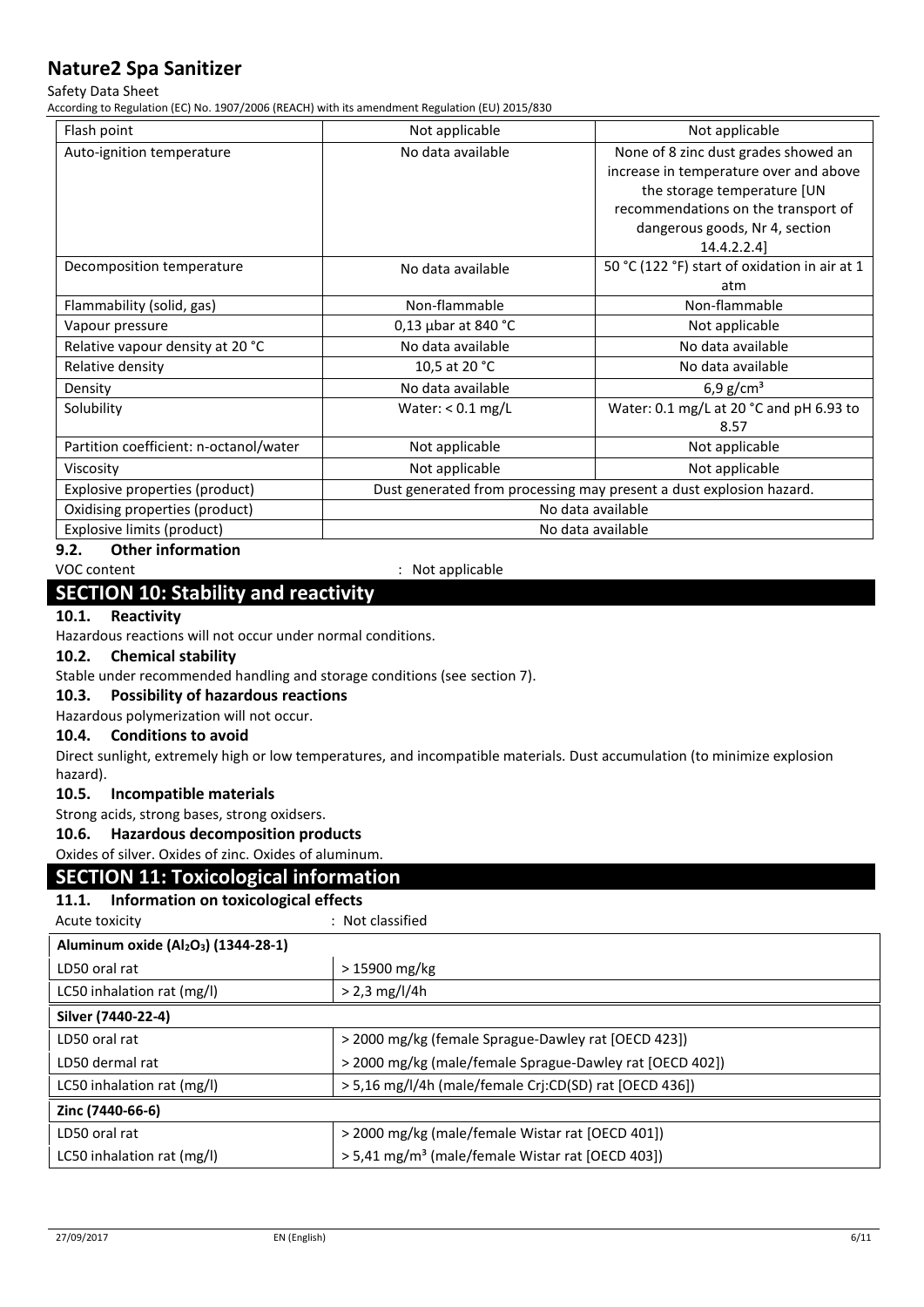| Flash point | Not applicable | Not applicable |
| --- | --- | --- |
| Auto-ignition temperature | No data available | None of 8 zinc dust grades showed an increase in temperature over and above the storage temperature [UN recommendations on the transport of dangerous goods, Nr 4, section 14.4.2.2.4] |
| Decomposition temperature | No data available | 50 °C (122 °F) start of oxidation in air at 1 atm |
| Flammability (solid, gas) | Non-flammable | Non-flammable |
| Vapour pressure | 0,13 µbar at 840 °C | Not applicable |
| Relative vapour density at 20 °C | No data available | No data available |
| Relative density | 10,5 at 20 °C | No data available |
| Density | No data available | 6,9 g/cm³ |
| Solubility | Water: < 0.1 mg/L | Water: 0.1 mg/L at 20 °C and pH 6.93 to 8.57 |
| Partition coefficient: n-octanol/water | Not applicable | Not applicable |
| Viscosity | Not applicable | Not applicable |
| Explosive properties (product) | Dust generated from processing may present a dust explosion hazard. | |
| Oxidising properties (product) | No data available | |
| Explosive limits (product) | No data available | |

### 9.2. Other information

VOC content : Not applicable

## SECTION 10: Stability and reactivity

### 10.1. Reactivity

Hazardous reactions will not occur under normal conditions.

### 10.2. Chemical stability

Stable under recommended handling and storage conditions (see section 7).

### 10.3. Possibility of hazardous reactions

Hazardous polymerization will not occur.

### 10.4. Conditions to avoid

Direct sunlight, extremely high or low temperatures, and incompatible materials. Dust accumulation (to minimize explosion hazard).

### 10.5. Incompatible materials

Strong acids, strong bases, strong oxidsers.

### 10.6. Hazardous decomposition products

Oxides of silver. Oxides of zinc. Oxides of aluminum.

## SECTION 11: Toxicological information

### 11.1. Information on toxicological effects

Acute toxicity : Not classified

| Aluminum oxide ($Al_2O_3$) (1344-28-1) | |
| --- | --- |
| LD50 oral rat | > 15900 mg/kg |
| LC50 inhalation rat (mg/l) | > 2,3 mg/l/4h |
| **Silver (7440-22-4)** | |
| LD50 oral rat | > 2000 mg/kg (female Sprague-Dawley rat [OECD 423]) |
| LD50 dermal rat | > 2000 mg/kg (male/female Sprague-Dawley rat [OECD 402]) |
| LC50 inhalation rat (mg/l) | > 5,16 mg/l/4h (male/female Crj:CD(SD) rat [OECD 436]) |
| **Zinc (7440-66-6)** | |
| LD50 oral rat | > 2000 mg/kg (male/female Wistar rat [OECD 401]) |
| LC50 inhalation rat (mg/l) | > 5,41 mg/m³ (male/female Wistar rat [OECD 403]) |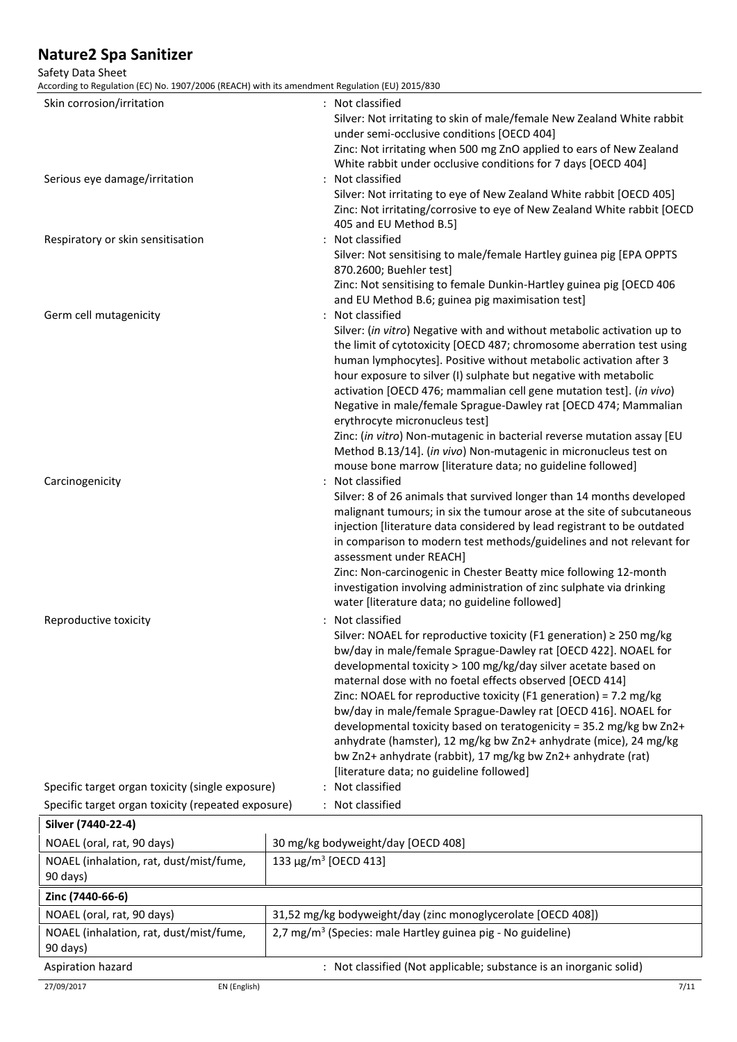| | |
|---|---|
| Skin corrosion/irritation | : Not classified<br>Silver: Not irritating to skin of male/female New Zealand White rabbit under semi-occlusive conditions [OECD 404]<br>Zinc: Not irritating when 500 mg ZnO applied to ears of New Zealand White rabbit under occlusive conditions for 7 days [OECD 404] |
| Serious eye damage/irritation | : Not classified<br>Silver: Not irritating to eye of New Zealand White rabbit [OECD 405]<br>Zinc: Not irritating/corrosive to eye of New Zealand White rabbit [OECD 405 and EU Method B.5] |
| Respiratory or skin sensitisation | : Not classified<br>Silver: Not sensitising to male/female Hartley guinea pig [EPA OPPTS 870.2600; Buehler test]<br>Zinc: Not sensitising to female Dunkin-Hartley guinea pig [OECD 406 and EU Method B.6; guinea pig maximisation test] |
| Germ cell mutagenicity | : Not classified<br>Silver: (*in vitro*) Negative with and without metabolic activation up to the limit of cytotoxicity [OECD 487; chromosome aberration test using human lymphocytes]. Positive without metabolic activation after 3 hour exposure to silver (I) sulphate but negative with metabolic activation [OECD 476; mammalian cell gene mutation test]. (*in vivo*) Negative in male/female Sprague-Dawley rat [OECD 474; Mammalian erythrocyte micronucleus test]<br>Zinc: (*in vitro*) Non-mutagenic in bacterial reverse mutation assay [EU Method B.13/14]. (*in vivo*) Non-mutagenic in micronucleus test on mouse bone marrow [literature data; no guideline followed] |
| Carcinogenicity | : Not classified<br>Silver: 8 of 26 animals that survived longer than 14 months developed malignant tumours; in six the tumour arose at the site of subcutaneous injection [literature data considered by lead registrant to be outdated in comparison to modern test methods/guidelines and not relevant for assessment under REACH]<br>Zinc: Non-carcinogenic in Chester Beatty mice following 12-month investigation involving administration of zinc sulphate via drinking water [literature data; no guideline followed] |
| Reproductive toxicity | : Not classified<br>Silver: NOAEL for reproductive toxicity (F1 generation) ≥ 250 mg/kg bw/day in male/female Sprague-Dawley rat [OECD 422]. NOAEL for developmental toxicity > 100 mg/kg/day silver acetate based on maternal dose with no foetal effects observed [OECD 414]<br>Zinc: NOAEL for reproductive toxicity (F1 generation) = 7.2 mg/kg bw/day in male/female Sprague-Dawley rat [OECD 416]. NOAEL for developmental toxicity based on teratogenicity = 35.2 mg/kg bw $Zn^{2+}$ anhydrate (hamster), 12 mg/kg bw $Zn^{2+}$ anhydrate (mice), 24 mg/kg bw $Zn^{2+}$ anhydrate (rabbit), 17 mg/kg bw $Zn^{2+}$ anhydrate (rat) [literature data; no guideline followed] |
| Specific target organ toxicity (single exposure) | : Not classified |
| Specific target organ toxicity (repeated exposure) | : Not classified |

| **Silver (7440-22-4)** | |
|---|---|
| NOAEL (oral, rat, 90 days) | 30 mg/kg bodyweight/day [OECD 408] |
| NOAEL (inhalation, rat, dust/mist/fume, 90 days) | 133 µg/m³ [OECD 413] |
| **Zinc (7440-66-6)** | |
| NOAEL (oral, rat, 90 days) | 31,52 mg/kg bodyweight/day (zinc monoglycerolate [OECD 408]) |
| NOAEL (inhalation, rat, dust/mist/fume, 90 days) | 2,7 mg/m³ (Species: male Hartley guinea pig - No guideline) |

| | |
|---|---|
| Aspiration hazard | : Not classified (Not applicable; substance is an inorganic solid) |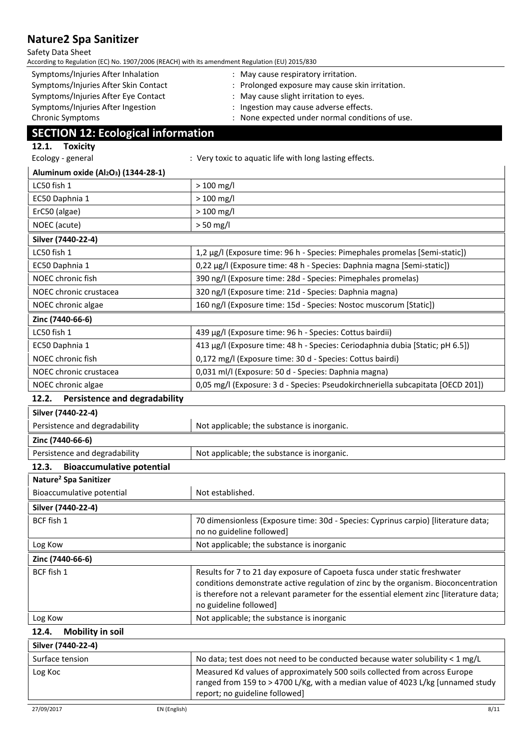Symptoms/Injuries After Inhalation : May cause respiratory irritation.
Symptoms/Injuries After Skin Contact : Prolonged exposure may cause skin irritation.
Symptoms/Injuries After Eye Contact : May cause slight irritation to eyes.
Symptoms/Injuries After Ingestion : Ingestion may cause adverse effects.
Chronic Symptoms : None expected under normal conditions of use.

## SECTION 12: Ecological information

### 12.1. Toxicity

Ecology - general : Very toxic to aquatic life with long lasting effects.

| Aluminum oxide ($Al_2O_3$) (1344-28-1) | |
|---|---|
| LC50 fish 1 | > 100 mg/l |
| EC50 Daphnia 1 | > 100 mg/l |
| ErC50 (algae) | > 100 mg/l |
| NOEC (acute) | > 50 mg/l |

| Silver (7440-22-4) | |
|---|---|
| LC50 fish 1 | 1,2 µg/l (Exposure time: 96 h - Species: Pimephales promelas [Semi-static]) |
| EC50 Daphnia 1 | 0,22 µg/l (Exposure time: 48 h - Species: Daphnia magna [Semi-static]) |
| NOEC chronic fish | 390 ng/l (Exposure time: 28d - Species: Pimephales promelas) |
| NOEC chronic crustacea | 320 ng/l (Exposure time: 21d - Species: Daphnia magna) |
| NOEC chronic algae | 160 ng/l (Exposure time: 15d - Species: Nostoc muscorum [Static]) |

| Zinc (7440-66-6) | |
|---|---|
| LC50 fish 1 | 439 µg/l (Exposure time: 96 h - Species: Cottus bairdii) |
| EC50 Daphnia 1 | 413 µg/l (Exposure time: 48 h - Species: Ceriodaphnia dubia [Static; pH 6.5]) |
| NOEC chronic fish | 0,172 mg/l (Exposure time: 30 d - Species: Cottus bairdi) |
| NOEC chronic crustacea | 0,031 ml/l (Exposure: 50 d - Species: Daphnia magna) |
| NOEC chronic algae | 0,05 mg/l (Exposure: 3 d - Species: Pseudokirchneriella subcapitata [OECD 201]) |

### 12.2. Persistence and degradability

| Silver (7440-22-4) | |
|---|---|
| Persistence and degradability | Not applicable; the substance is inorganic. |

| Zinc (7440-66-6) | |
|---|---|
| Persistence and degradability | Not applicable; the substance is inorganic. |

### 12.3. Bioaccumulative potential

| Nature[2] Spa Sanitizer | |
|---|---|
| Bioaccumulative potential | Not established. |

| Silver (7440-22-4) | |
|---|---|
| BCF fish 1 | 70 dimensionless (Exposure time: 30d - Species: Cyprinus carpio) [literature data; no no guideline followed] |
| Log Kow | Not applicable; the substance is inorganic |

| Zinc (7440-66-6) | |
|---|---|
| BCF fish 1 | Results for 7 to 21 day exposure of Capoeta fusca under static freshwater conditions demonstrate active regulation of zinc by the organism. Bioconcentration is therefore not a relevant parameter for the essential element zinc [literature data; no guideline followed] |
| Log Kow | Not applicable; the substance is inorganic |

### 12.4. Mobility in soil

| Silver (7440-22-4) | |
|---|---|
| Surface tension | No data; test does not need to be conducted because water solubility < 1 mg/L |
| Log Koc | Measured Kd values of approximately 500 soils collected from across Europe ranged from 159 to > 4700 L/Kg, with a median value of 4023 L/kg [unnamed study report; no guideline followed] |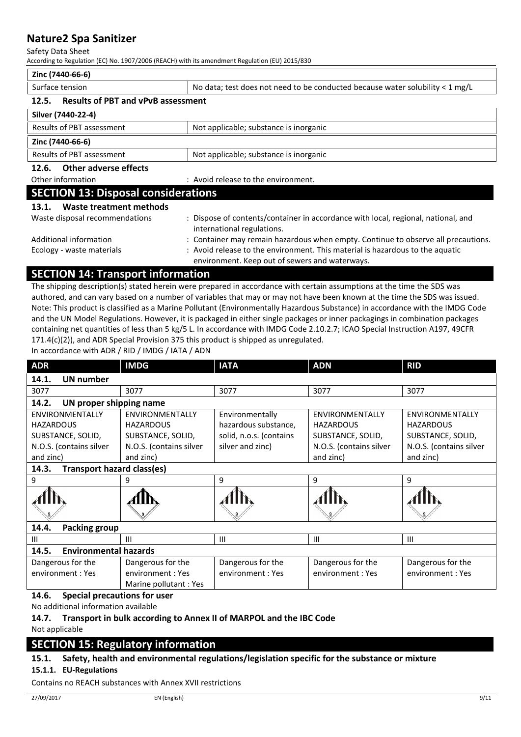| Zinc (7440-66-6) | |
|---|---|
| Surface tension | No data; test does not need to be conducted because water solubility < 1 mg/L |

### 12.5. Results of PBT and vPvB assessment

| Silver (7440-22-4) | |
|---|---|
| Results of PBT assessment | Not applicable; substance is inorganic |
| **Zinc (7440-66-6)** | |
| Results of PBT assessment | Not applicable; substance is inorganic |

### 12.6. Other adverse effects

Other information : Avoid release to the environment.

## SECTION 13: Disposal considerations

### 13.1. Waste treatment methods

Waste disposal recommendations : Dispose of contents/container in accordance with local, regional, national, and international regulations.

Additional information : Container may remain hazardous when empty. Continue to observe all precautions.

Ecology - waste materials : Avoid release to the environment. This material is hazardous to the aquatic environment. Keep out of sewers and waterways.

## SECTION 14: Transport information

The shipping description(s) stated herein were prepared in accordance with certain assumptions at the time the SDS was authored, and can vary based on a number of variables that may or may not have been known at the time the SDS was issued. Note: This product is classified as a Marine Pollutant (Environmentally Hazardous Substance) in accordance with the IMDG Code and the UN Model Regulations. However, it is packaged in either single packages or inner packagings in combination packages containing net quantities of less than 5 kg/5 L. In accordance with IMDG Code 2.10.2.7; ICAO Special Instruction A197, 49CFR 171.4(c)(2)), and ADR Special Provision 375 this product is shipped as unregulated.

In accordance with ADR / RID / IMDG / IATA / ADN

| ADR | IMDG | IATA | ADN | RID |
|---|---|---|---|---|
| **14.1. UN number** | | | | |
| 3077 | 3077 | 3077 | 3077 | 3077 |
| **14.2. UN proper shipping name** | | | | |
| ENVIRONMENTALLY HAZARDOUS SUBSTANCE, SOLID, N.O.S. (contains silver and zinc) | ENVIRONMENTALLY HAZARDOUS SUBSTANCE, SOLID, N.O.S. (contains silver and zinc) | Environmentally hazardous substance, solid, n.o.s. (contains silver and zinc) | ENVIRONMENTALLY HAZARDOUS SUBSTANCE, SOLID, N.O.S. (contains silver and zinc) | ENVIRONMENTALLY HAZARDOUS SUBSTANCE, SOLID, N.O.S. (contains silver and zinc) |
| **14.3. Transport hazard class(es)** | | | | |
| 9 | 9 | 9 | 9 | 9 |
| **14.4. Packing group** | | | | |
| III | III | III | III | III |
| **14.5. Environmental hazards** | | | | |
| Dangerous for the environment : Yes | Dangerous for the environment : Yes<br>Marine pollutant : Yes | Dangerous for the environment : Yes | Dangerous for the environment : Yes | Dangerous for the environment : Yes |

### 14.6. Special precautions for user

No additional information available

### 14.7. Transport in bulk according to Annex II of MARPOL and the IBC Code

Not applicable

## SECTION 15: Regulatory information

### 15.1. Safety, health and environmental regulations/legislation specific for the substance or mixture

#### 15.1.1. EU-Regulations

Contains no REACH substances with Annex XVII restrictions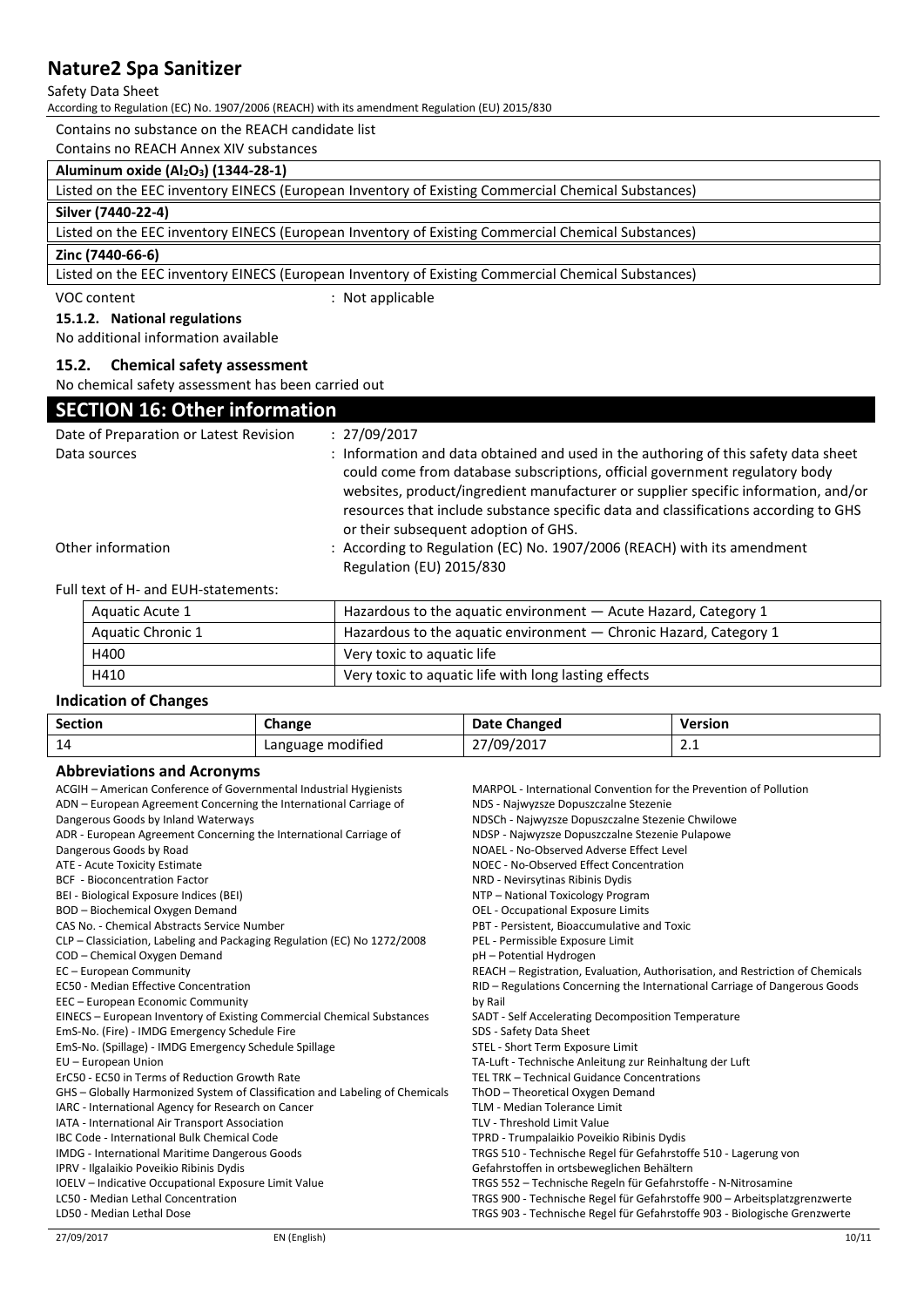Contains no substance on the REACH candidate list

Contains no REACH Annex XIV substances

| **Aluminum oxide ($Al_2O_3$) (1344-28-1)** |
|---|
| Listed on the EEC inventory EINECS (European Inventory of Existing Commercial Chemical Substances) |
| **Silver (7440-22-4)** |
| Listed on the EEC inventory EINECS (European Inventory of Existing Commercial Chemical Substances) |
| **Zinc (7440-66-6)** |
| Listed on the EEC inventory EINECS (European Inventory of Existing Commercial Chemical Substances) |

VOC content : Not applicable

#### 15.1.2. National regulations

No additional information available

### 15.2. Chemical safety assessment

No chemical safety assessment has been carried out

## SECTION 16: Other information

Date of Preparation or Latest Revision : 27/09/2017

Data sources : Information and data obtained and used in the authoring of this safety data sheet could come from database subscriptions, official government regulatory body websites, product/ingredient manufacturer or supplier specific information, and/or resources that include substance specific data and classifications according to GHS or their subsequent adoption of GHS.

Other information : According to Regulation (EC) No. 1907/2006 (REACH) with its amendment Regulation (EU) 2015/830

Full text of H- and EUH-statements:

| | |
|---|---|
| Aquatic Acute 1 | Hazardous to the aquatic environment — Acute Hazard, Category 1 |
| Aquatic Chronic 1 | Hazardous to the aquatic environment — Chronic Hazard, Category 1 |
| H400 | Very toxic to aquatic life |
| H410 | Very toxic to aquatic life with long lasting effects |

### Indication of Changes

| Section | Change | Date Changed | Version |
|---|---|---|---|
| 14 | Language modified | 27/09/2017 | 2.1 |

### Abbreviations and Acronyms

ACGIH – American Conference of Governmental Industrial Hygienists
ADN – European Agreement Concerning the International Carriage of Dangerous Goods by Inland Waterways
ADR - European Agreement Concerning the International Carriage of Dangerous Goods by Road
ATE - Acute Toxicity Estimate
BCF - Bioconcentration Factor
BEI - Biological Exposure Indices (BEI)
BOD – Biochemical Oxygen Demand
CAS No. - Chemical Abstracts Service Number
CLP – Classiciation, Labeling and Packaging Regulation (EC) No 1272/2008
COD – Chemical Oxygen Demand
EC – European Community
EC50 - Median Effective Concentration
EEC – European Economic Community
EINECS – European Inventory of Existing Commercial Chemical Substances
EmS-No. (Fire) - IMDG Emergency Schedule Fire
EmS-No. (Spillage) - IMDG Emergency Schedule Spillage
EU – European Union
ErC50 - EC50 in Terms of Reduction Growth Rate
GHS – Globally Harmonized System of Classification and Labeling of Chemicals
IARC - International Agency for Research on Cancer
IATA - International Air Transport Association
IBC Code - International Bulk Chemical Code
IMDG - International Maritime Dangerous Goods
IPRV - Ilgalaikio Poveikio Ribinis Dydis
IOELV – Indicative Occupational Exposure Limit Value
LC50 - Median Lethal Concentration
LD50 - Median Lethal Dose
MARPOL - International Convention for the Prevention of Pollution
NDS - Najwyzsze Dopuszczalne Stezenie
NDSCh - Najwyzsze Dopuszczalne Stezenie Chwilowe
NDSP - Najwyzsze Dopuszczalne Stezenie Pulapowe
NOAEL - No-Observed Adverse Effect Level
NOEC - No-Observed Effect Concentration
NRD - Nevirsytinas Ribinis Dydis
NTP – National Toxicology Program
OEL - Occupational Exposure Limits
PBT - Persistent, Bioaccumulative and Toxic
PEL - Permissible Exposure Limit
pH – Potential Hydrogen
REACH – Registration, Evaluation, Authorisation, and Restriction of Chemicals
RID – Regulations Concerning the International Carriage of Dangerous Goods by Rail
SADT - Self Accelerating Decomposition Temperature
SDS - Safety Data Sheet
STEL - Short Term Exposure Limit
TA-Luft - Technische Anleitung zur Reinhaltung der Luft
TEL TRK – Technical Guidance Concentrations
ThOD – Theoretical Oxygen Demand
TLM - Median Tolerance Limit
TLV - Threshold Limit Value
TPRD - Trumpalaikio Poveikio Ribinis Dydis
TRGS 510 - Technische Regel für Gefahrstoffe 510 - Lagerung von Gefahrstoffen in ortsbeweglichen Behältern
TRGS 552 – Technische Regeln für Gefahrstoffe - N-Nitrosamine
TRGS 900 - Technische Regel für Gefahrstoffe 900 – Arbeitsplatzgrenzwerte
TRGS 903 - Technische Regel für Gefahrstoffe 903 - Biologische Grenzwerte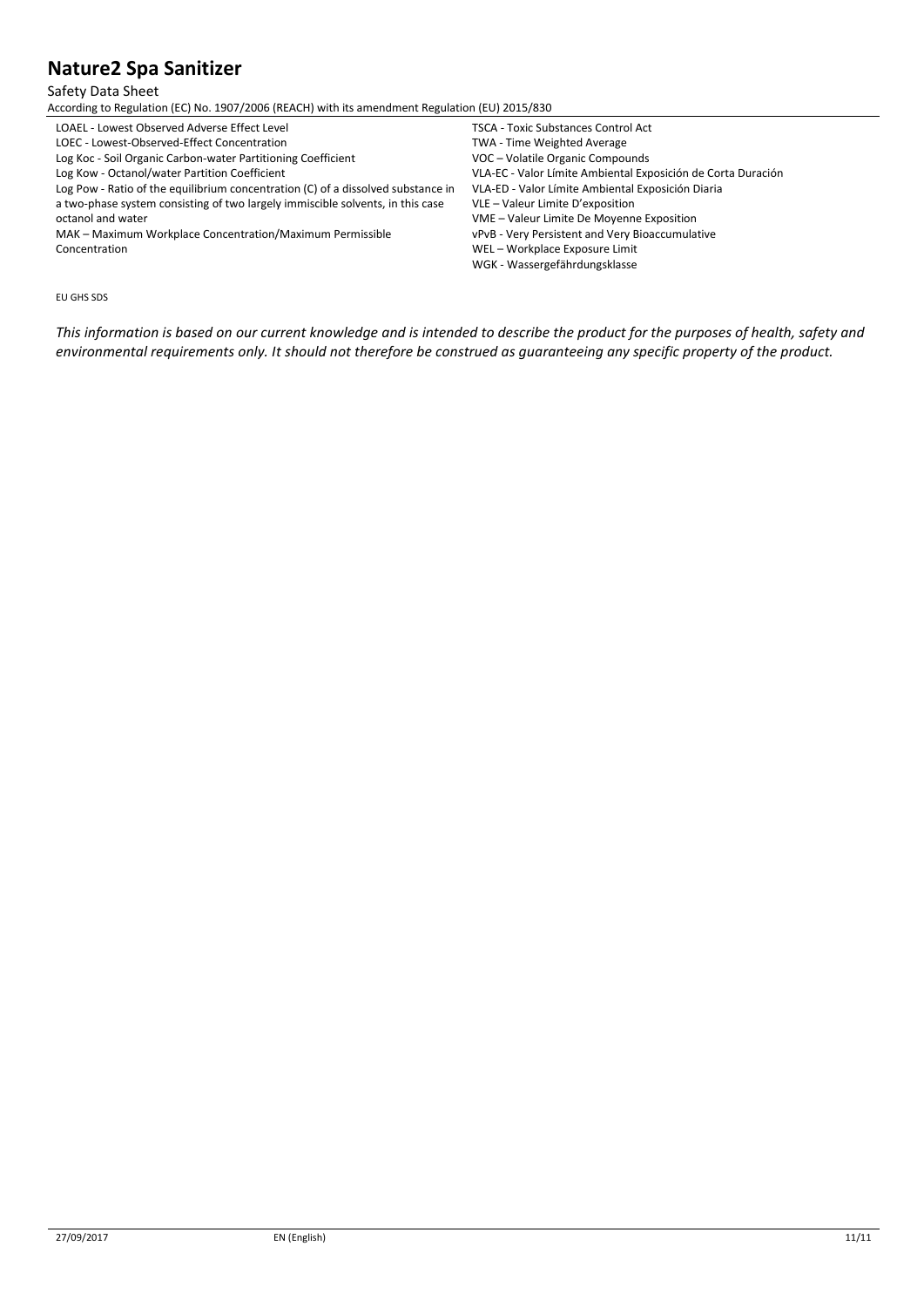LOAEL - Lowest Observed Adverse Effect Level
LOEC - Lowest-Observed-Effect Concentration
Log Koc - Soil Organic Carbon-water Partitioning Coefficient
Log Kow - Octanol/water Partition Coefficient
Log Pow - Ratio of the equilibrium concentration (C) of a dissolved substance in a two-phase system consisting of two largely immiscible solvents, in this case octanol and water
MAK – Maximum Workplace Concentration/Maximum Permissible Concentration
TSCA - Toxic Substances Control Act
TWA - Time Weighted Average
VOC – Volatile Organic Compounds
VLA-EC - Valor Límite Ambiental Exposición de Corta Duración
VLA-ED - Valor Límite Ambiental Exposición Diaria
VLE – Valeur Limite D'exposition
VME – Valeur Limite De Moyenne Exposition
vPvB - Very Persistent and Very Bioaccumulative
WEL – Workplace Exposure Limit
WGK - Wassergefährdungsklasse

EU GHS SDS

*This information is based on our current knowledge and is intended to describe the product for the purposes of health, safety and environmental requirements only. It should not therefore be construed as guaranteeing any specific property of the product.*